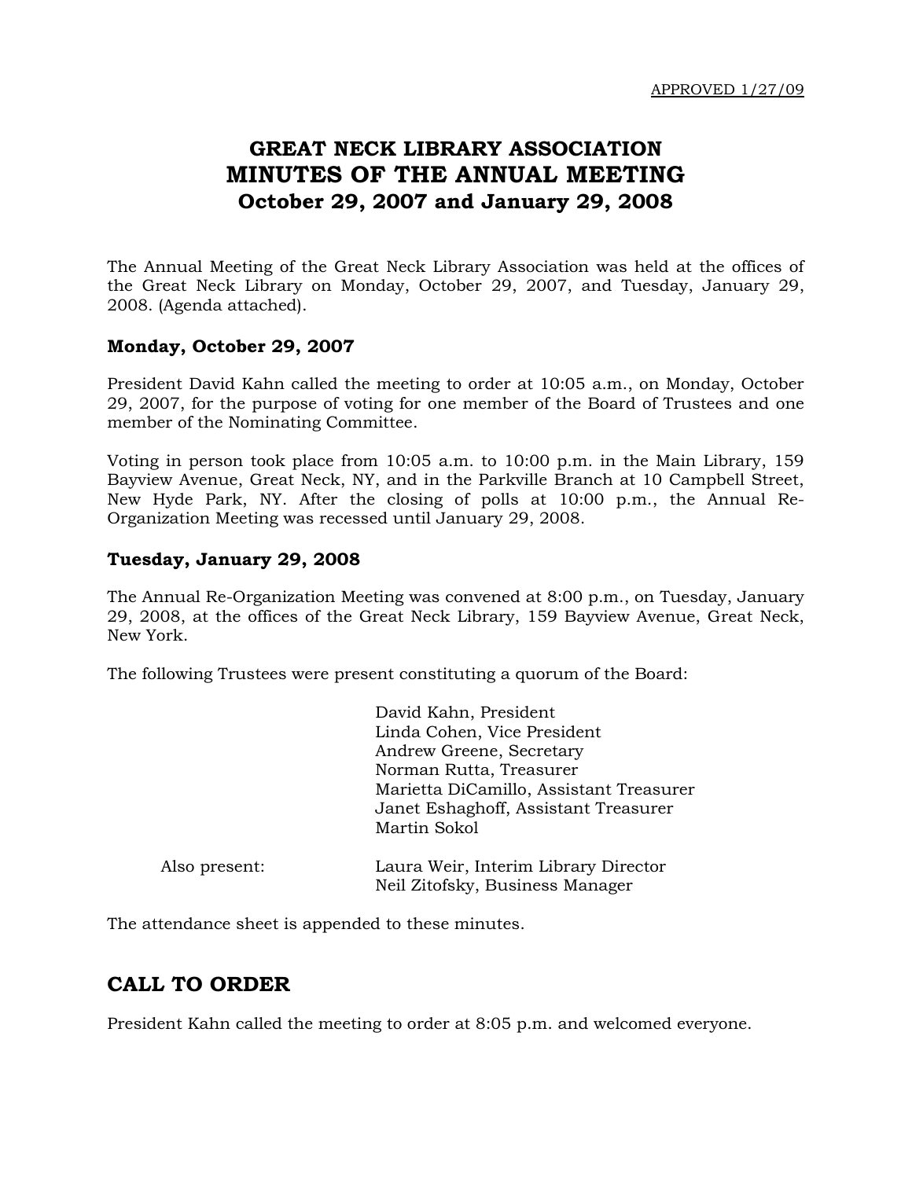APPROVED 1/27/09

# GREAT NECK LIBRARY ASSOCIATION
# MINUTES OF THE ANNUAL MEETING
### October 29, 2007 and January 29, 2008

The Annual Meeting of the Great Neck Library Association was held at the offices of the Great Neck Library on Monday, October 29, 2007, and Tuesday, January 29, 2008. (Agenda attached).

**Monday, October 29, 2007**

President David Kahn called the meeting to order at 10:05 a.m., on Monday, October 29, 2007, for the purpose of voting for one member of the Board of Trustees and one member of the Nominating Committee.

Voting in person took place from 10:05 a.m. to 10:00 p.m. in the Main Library, 159 Bayview Avenue, Great Neck, NY, and in the Parkville Branch at 10 Campbell Street, New Hyde Park, NY. After the closing of polls at 10:00 p.m., the Annual Re-Organization Meeting was recessed until January 29, 2008.

**Tuesday, January 29, 2008**

The Annual Re-Organization Meeting was convened at 8:00 p.m., on Tuesday, January 29, 2008, at the offices of the Great Neck Library, 159 Bayview Avenue, Great Neck, New York.

The following Trustees were present constituting a quorum of the Board:

David Kahn, President
Linda Cohen, Vice President
Andrew Greene, Secretary
Norman Rutta, Treasurer
Marietta DiCamillo, Assistant Treasurer
Janet Eshaghoff, Assistant Treasurer
Martin Sokol

Also present: Laura Weir, Interim Library Director
Neil Zitofsky, Business Manager

The attendance sheet is appended to these minutes.

## CALL TO ORDER

President Kahn called the meeting to order at 8:05 p.m. and welcomed everyone.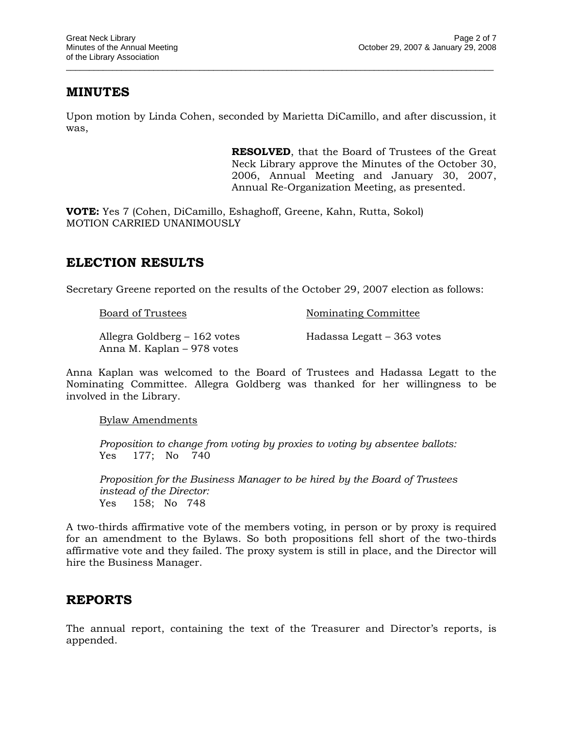## MINUTES

Upon motion by Linda Cohen, seconded by Marietta DiCamillo, and after discussion, it was,

> **RESOLVED**, that the Board of Trustees of the Great Neck Library approve the Minutes of the October 30, 2006, Annual Meeting and January 30, 2007, Annual Re-Organization Meeting, as presented.

**VOTE:** Yes 7 (Cohen, DiCamillo, Eshaghoff, Greene, Kahn, Rutta, Sokol)
MOTION CARRIED UNANIMOUSLY

## ELECTION RESULTS

Secretary Greene reported on the results of the October 29, 2007 election as follows:

| Board of Trustees | Nominating Committee |
|---|---|
| Allegra Goldberg – 162 votes | Hadassa Legatt – 363 votes |
| Anna M. Kaplan – 978 votes | |

Anna Kaplan was welcomed to the Board of Trustees and Hadassa Legatt to the Nominating Committee. Allegra Goldberg was thanked for her willingness to be involved in the Library.

Bylaw Amendments

*Proposition to change from voting by proxies to voting by absentee ballots:*
Yes 177; No 740

*Proposition for the Business Manager to be hired by the Board of Trustees instead of the Director:*
Yes 158; No 748

A two-thirds affirmative vote of the members voting, in person or by proxy is required for an amendment to the Bylaws. So both propositions fell short of the two-thirds affirmative vote and they failed. The proxy system is still in place, and the Director will hire the Business Manager.

## REPORTS

The annual report, containing the text of the Treasurer and Director's reports, is appended.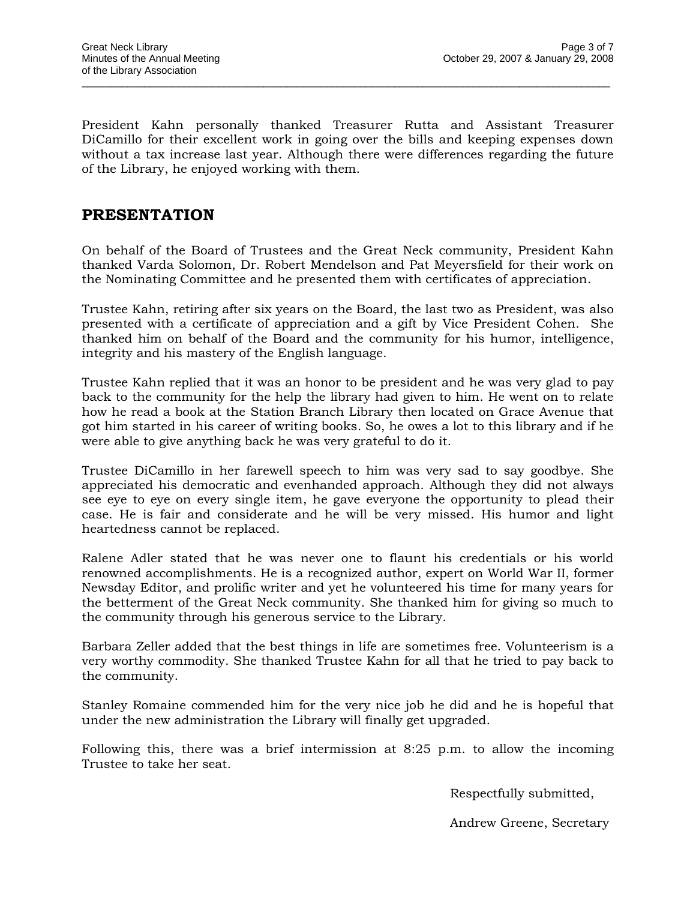President Kahn personally thanked Treasurer Rutta and Assistant Treasurer DiCamillo for their excellent work in going over the bills and keeping expenses down without a tax increase last year. Although there were differences regarding the future of the Library, he enjoyed working with them.

## PRESENTATION

On behalf of the Board of Trustees and the Great Neck community, President Kahn thanked Varda Solomon, Dr. Robert Mendelson and Pat Meyersfield for their work on the Nominating Committee and he presented them with certificates of appreciation.

Trustee Kahn, retiring after six years on the Board, the last two as President, was also presented with a certificate of appreciation and a gift by Vice President Cohen. She thanked him on behalf of the Board and the community for his humor, intelligence, integrity and his mastery of the English language.

Trustee Kahn replied that it was an honor to be president and he was very glad to pay back to the community for the help the library had given to him. He went on to relate how he read a book at the Station Branch Library then located on Grace Avenue that got him started in his career of writing books. So, he owes a lot to this library and if he were able to give anything back he was very grateful to do it.

Trustee DiCamillo in her farewell speech to him was very sad to say goodbye. She appreciated his democratic and evenhanded approach. Although they did not always see eye to eye on every single item, he gave everyone the opportunity to plead their case. He is fair and considerate and he will be very missed. His humor and light heartedness cannot be replaced.

Ralene Adler stated that he was never one to flaunt his credentials or his world renowned accomplishments. He is a recognized author, expert on World War II, former Newsday Editor, and prolific writer and yet he volunteered his time for many years for the betterment of the Great Neck community. She thanked him for giving so much to the community through his generous service to the Library.

Barbara Zeller added that the best things in life are sometimes free. Volunteerism is a very worthy commodity. She thanked Trustee Kahn for all that he tried to pay back to the community.

Stanley Romaine commended him for the very nice job he did and he is hopeful that under the new administration the Library will finally get upgraded.

Following this, there was a brief intermission at 8:25 p.m. to allow the incoming Trustee to take her seat.

Respectfully submitted,

Andrew Greene, Secretary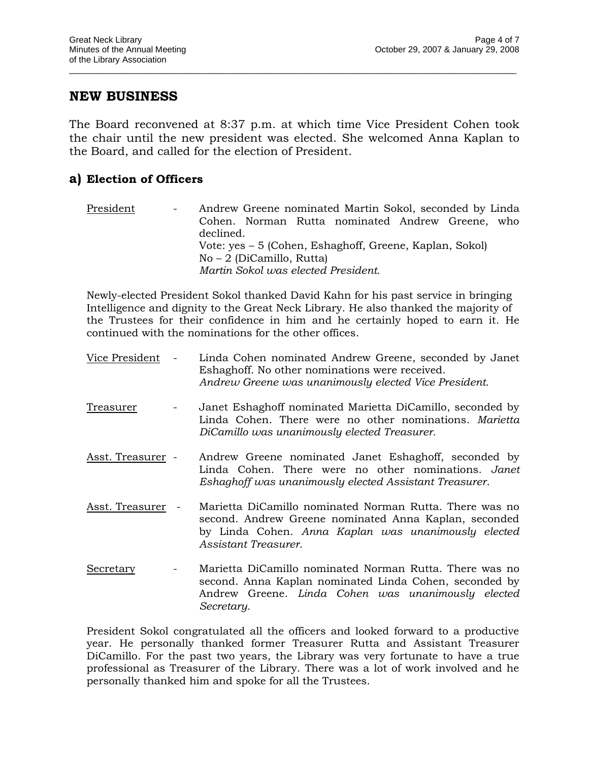## NEW BUSINESS

The Board reconvened at 8:37 p.m. at which time Vice President Cohen took the chair until the new president was elected. She welcomed Anna Kaplan to the Board, and called for the election of President.

### a) Election of Officers

<u>President</u> - Andrew Greene nominated Martin Sokol, seconded by Linda Cohen. Norman Rutta nominated Andrew Greene, who declined.
Vote: yes – 5 (Cohen, Eshaghoff, Greene, Kaplan, Sokol)
No – 2 (DiCamillo, Rutta)
*Martin Sokol was elected President.*

Newly-elected President Sokol thanked David Kahn for his past service in bringing Intelligence and dignity to the Great Neck Library. He also thanked the majority of the Trustees for their confidence in him and he certainly hoped to earn it. He continued with the nominations for the other offices.

<u>Vice President</u> - Linda Cohen nominated Andrew Greene, seconded by Janet Eshaghoff. No other nominations were received.
*Andrew Greene was unanimously elected Vice President.*

<u>Treasurer</u> - Janet Eshaghoff nominated Marietta DiCamillo, seconded by Linda Cohen. There were no other nominations. *Marietta DiCamillo was unanimously elected Treasurer.*

<u>Asst. Treasurer</u> - Andrew Greene nominated Janet Eshaghoff, seconded by Linda Cohen. There were no other nominations. *Janet Eshaghoff was unanimously elected Assistant Treasurer.*

<u>Asst. Treasurer</u> - Marietta DiCamillo nominated Norman Rutta. There was no second. Andrew Greene nominated Anna Kaplan, seconded by Linda Cohen. *Anna Kaplan was unanimously elected Assistant Treasurer.*

<u>Secretary</u> - Marietta DiCamillo nominated Norman Rutta. There was no second. Anna Kaplan nominated Linda Cohen, seconded by Andrew Greene. *Linda Cohen was unanimously elected Secretary.*

President Sokol congratulated all the officers and looked forward to a productive year. He personally thanked former Treasurer Rutta and Assistant Treasurer DiCamillo. For the past two years, the Library was very fortunate to have a true professional as Treasurer of the Library. There was a lot of work involved and he personally thanked him and spoke for all the Trustees.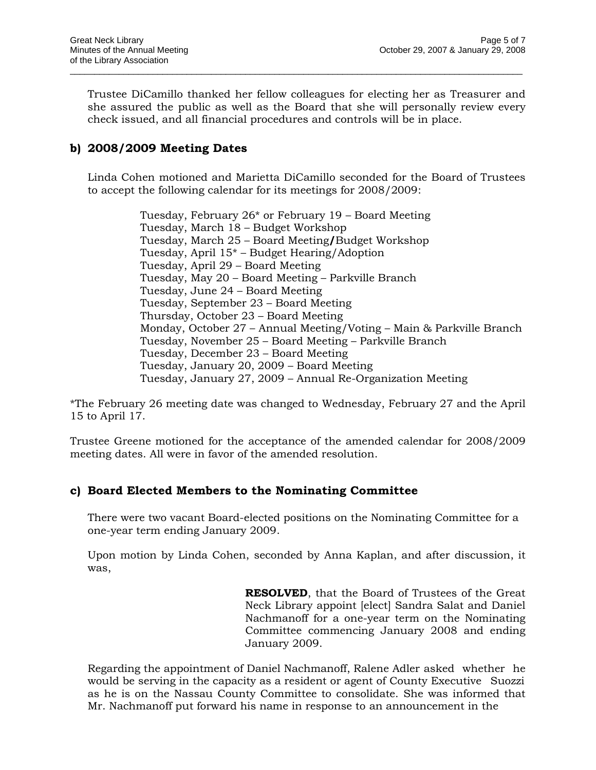Trustee DiCamillo thanked her fellow colleagues for electing her as Treasurer and she assured the public as well as the Board that she will personally review every check issued, and all financial procedures and controls will be in place.

### b) 2008/2009 Meeting Dates

Linda Cohen motioned and Marietta DiCamillo seconded for the Board of Trustees to accept the following calendar for its meetings for 2008/2009:

Tuesday, February 26* or February 19 – Board Meeting
Tuesday, March 18 – Budget Workshop
Tuesday, March 25 – Board Meeting/Budget Workshop
Tuesday, April 15* – Budget Hearing/Adoption
Tuesday, April 29 – Board Meeting
Tuesday, May 20 – Board Meeting – Parkville Branch
Tuesday, June 24 – Board Meeting
Tuesday, September 23 – Board Meeting
Thursday, October 23 – Board Meeting
Monday, October 27 – Annual Meeting/Voting – Main & Parkville Branch
Tuesday, November 25 – Board Meeting – Parkville Branch
Tuesday, December 23 – Board Meeting
Tuesday, January 20, 2009 – Board Meeting
Tuesday, January 27, 2009 – Annual Re-Organization Meeting

*The February 26 meeting date was changed to Wednesday, February 27 and the April 15 to April 17.

Trustee Greene motioned for the acceptance of the amended calendar for 2008/2009 meeting dates. All were in favor of the amended resolution.

### c) Board Elected Members to the Nominating Committee

There were two vacant Board-elected positions on the Nominating Committee for a one-year term ending January 2009.

Upon motion by Linda Cohen, seconded by Anna Kaplan, and after discussion, it was,

> **RESOLVED**, that the Board of Trustees of the Great Neck Library appoint [elect] Sandra Salat and Daniel Nachmanoff for a one-year term on the Nominating Committee commencing January 2008 and ending January 2009.

Regarding the appointment of Daniel Nachmanoff, Ralene Adler asked whether he would be serving in the capacity as a resident or agent of County Executive Suozzi as he is on the Nassau County Committee to consolidate. She was informed that Mr. Nachmanoff put forward his name in response to an announcement in the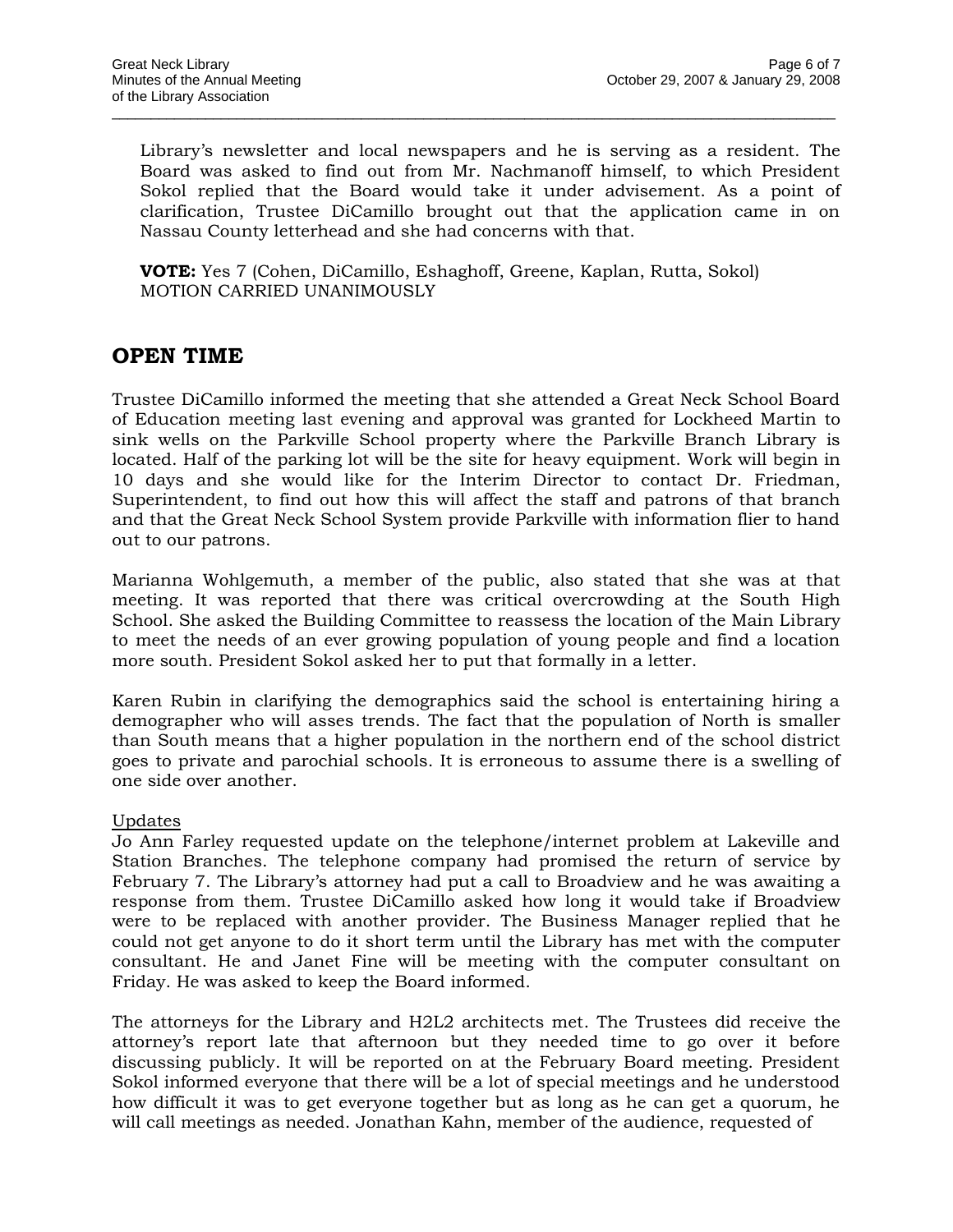Library's newsletter and local newspapers and he is serving as a resident. The Board was asked to find out from Mr. Nachmanoff himself, to which President Sokol replied that the Board would take it under advisement. As a point of clarification, Trustee DiCamillo brought out that the application came in on Nassau County letterhead and she had concerns with that.

**VOTE:** Yes 7 (Cohen, DiCamillo, Eshaghoff, Greene, Kaplan, Rutta, Sokol)
MOTION CARRIED UNANIMOUSLY

## OPEN TIME

Trustee DiCamillo informed the meeting that she attended a Great Neck School Board of Education meeting last evening and approval was granted for Lockheed Martin to sink wells on the Parkville School property where the Parkville Branch Library is located. Half of the parking lot will be the site for heavy equipment. Work will begin in 10 days and she would like for the Interim Director to contact Dr. Friedman, Superintendent, to find out how this will affect the staff and patrons of that branch and that the Great Neck School System provide Parkville with information flier to hand out to our patrons.

Marianna Wohlgemuth, a member of the public, also stated that she was at that meeting. It was reported that there was critical overcrowding at the South High School. She asked the Building Committee to reassess the location of the Main Library to meet the needs of an ever growing population of young people and find a location more south. President Sokol asked her to put that formally in a letter.

Karen Rubin in clarifying the demographics said the school is entertaining hiring a demographer who will asses trends. The fact that the population of North is smaller than South means that a higher population in the northern end of the school district goes to private and parochial schools. It is erroneous to assume there is a swelling of one side over another.

Updates

Jo Ann Farley requested update on the telephone/internet problem at Lakeville and Station Branches. The telephone company had promised the return of service by February 7. The Library's attorney had put a call to Broadview and he was awaiting a response from them. Trustee DiCamillo asked how long it would take if Broadview were to be replaced with another provider. The Business Manager replied that he could not get anyone to do it short term until the Library has met with the computer consultant. He and Janet Fine will be meeting with the computer consultant on Friday. He was asked to keep the Board informed.

The attorneys for the Library and H2L2 architects met. The Trustees did receive the attorney's report late that afternoon but they needed time to go over it before discussing publicly. It will be reported on at the February Board meeting. President Sokol informed everyone that there will be a lot of special meetings and he understood how difficult it was to get everyone together but as long as he can get a quorum, he will call meetings as needed. Jonathan Kahn, member of the audience, requested of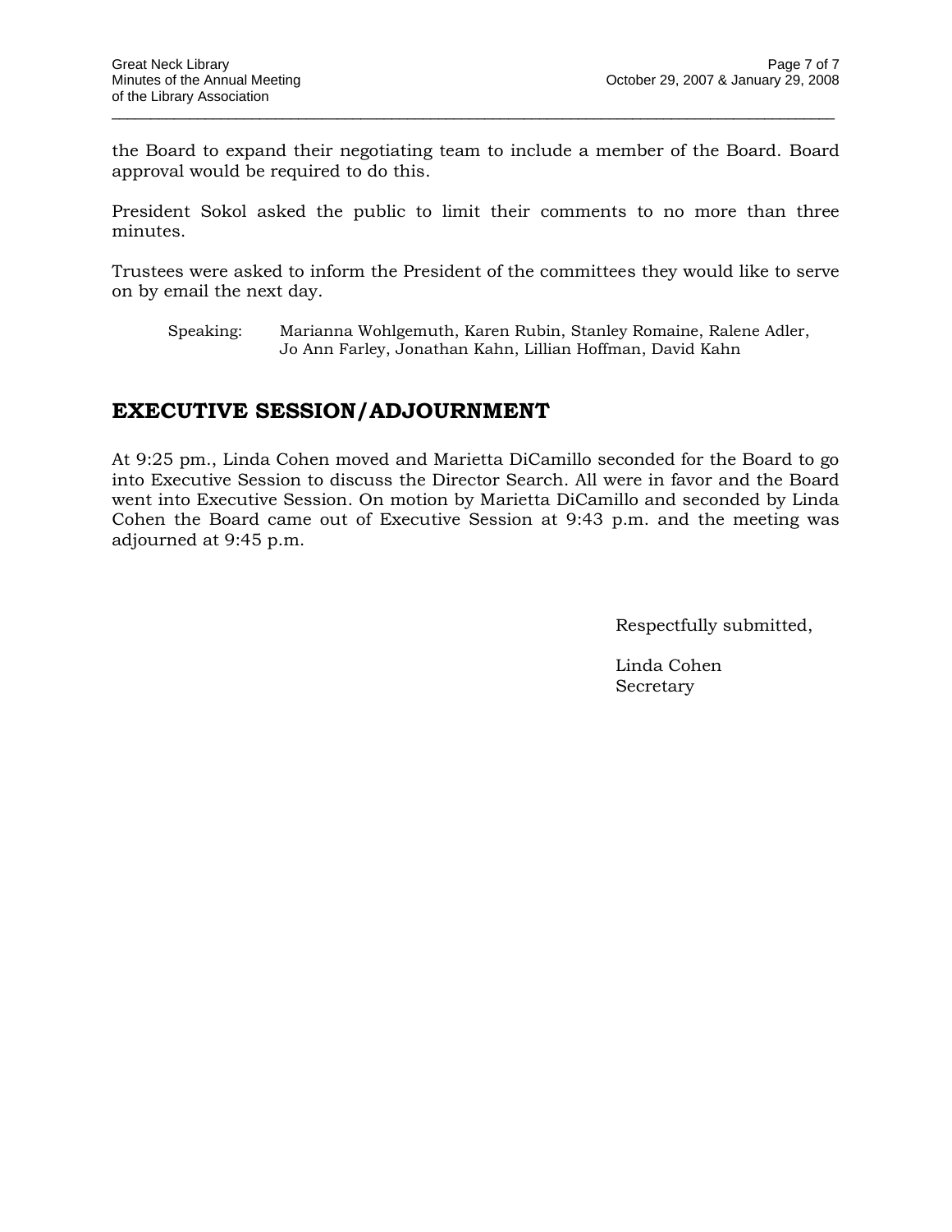the Board to expand their negotiating team to include a member of the Board. Board approval would be required to do this.

President Sokol asked the public to limit their comments to no more than three minutes.

Trustees were asked to inform the President of the committees they would like to serve on by email the next day.

Speaking: Marianna Wohlgemuth, Karen Rubin, Stanley Romaine, Ralene Adler, Jo Ann Farley, Jonathan Kahn, Lillian Hoffman, David Kahn

## EXECUTIVE SESSION/ADJOURNMENT

At 9:25 pm., Linda Cohen moved and Marietta DiCamillo seconded for the Board to go into Executive Session to discuss the Director Search. All were in favor and the Board went into Executive Session. On motion by Marietta DiCamillo and seconded by Linda Cohen the Board came out of Executive Session at 9:43 p.m. and the meeting was adjourned at 9:45 p.m.

Respectfully submitted,

Linda Cohen
Secretary